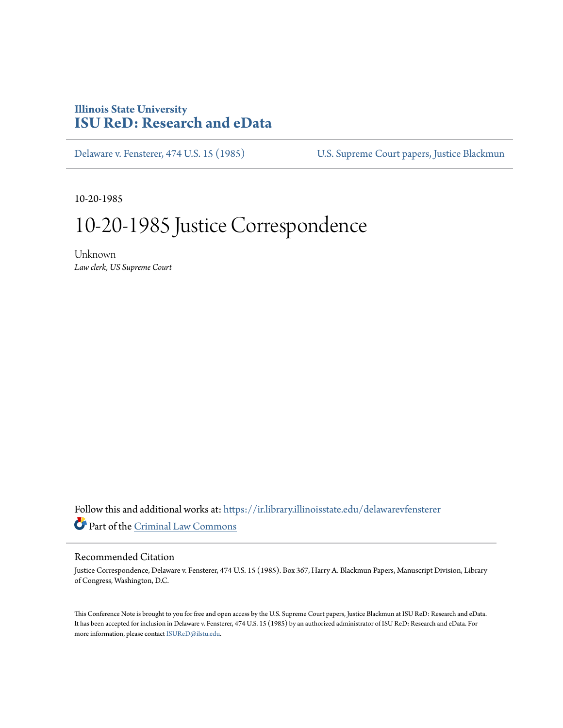# Illinois State University
# ISU ReD: Research and eData

Delaware v. Fensterer, 474 U.S. 15 (1985) | U.S. Supreme Court papers, Justice Blackmun

10-20-1985

# 10-20-1985 Justice Correspondence

Unknown
*Law clerk, US Supreme Court*

Follow this and additional works at: https://ir.library.illinoisstate.edu/delawarevfensterer

Part of the Criminal Law Commons

## Recommended Citation

Justice Correspondence, Delaware v. Fensterer, 474 U.S. 15 (1985). Box 367, Harry A. Blackmun Papers, Manuscript Division, Library of Congress, Washington, D.C.

This Conference Note is brought to you for free and open access by the U.S. Supreme Court papers, Justice Blackmun at ISU ReD: Research and eData. It has been accepted for inclusion in Delaware v. Fensterer, 474 U.S. 15 (1985) by an authorized administrator of ISU ReD: Research and eData. For more information, please contact ISUReD@ilstu.edu.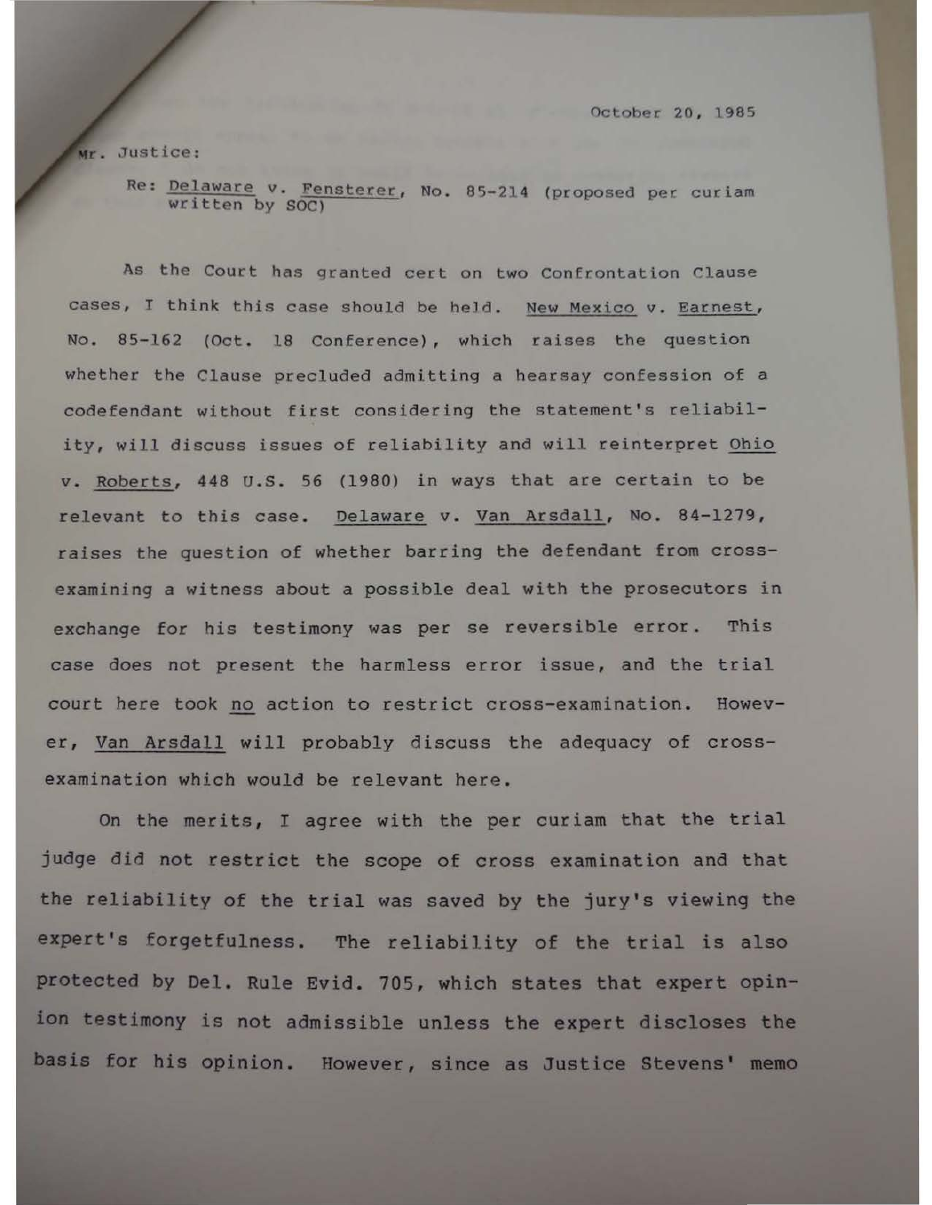October 20, 1985

Mr. Justice:

Re: Delaware v. Fensterer, No. 85-214 (proposed per curiam written by SOC)

As the Court has granted cert on two Confrontation Clause cases, I think this case should be held. New Mexico v. Earnest, No. 85-162 (Oct. 18 Conference), which raises the question whether the Clause precluded admitting a hearsay confession of a codefendant without first considering the statement's reliability, will discuss issues of reliability and will reinterpret Ohio v. Roberts, 448 U.S. 56 (1980) in ways that are certain to be relevant to this case. Delaware v. Van Arsdall, No. 84-1279, raises the question of whether barring the defendant from cross-examining a witness about a possible deal with the prosecutors in exchange for his testimony was per se reversible error. This case does not present the harmless error issue, and the trial court here took no action to restrict cross-examination. However, Van Arsdall will probably discuss the adequacy of cross-examination which would be relevant here.

On the merits, I agree with the per curiam that the trial judge did not restrict the scope of cross examination and that the reliability of the trial was saved by the jury's viewing the expert's forgetfulness. The reliability of the trial is also protected by Del. Rule Evid. 705, which states that expert opinion testimony is not admissible unless the expert discloses the basis for his opinion. However, since as Justice Stevens' memo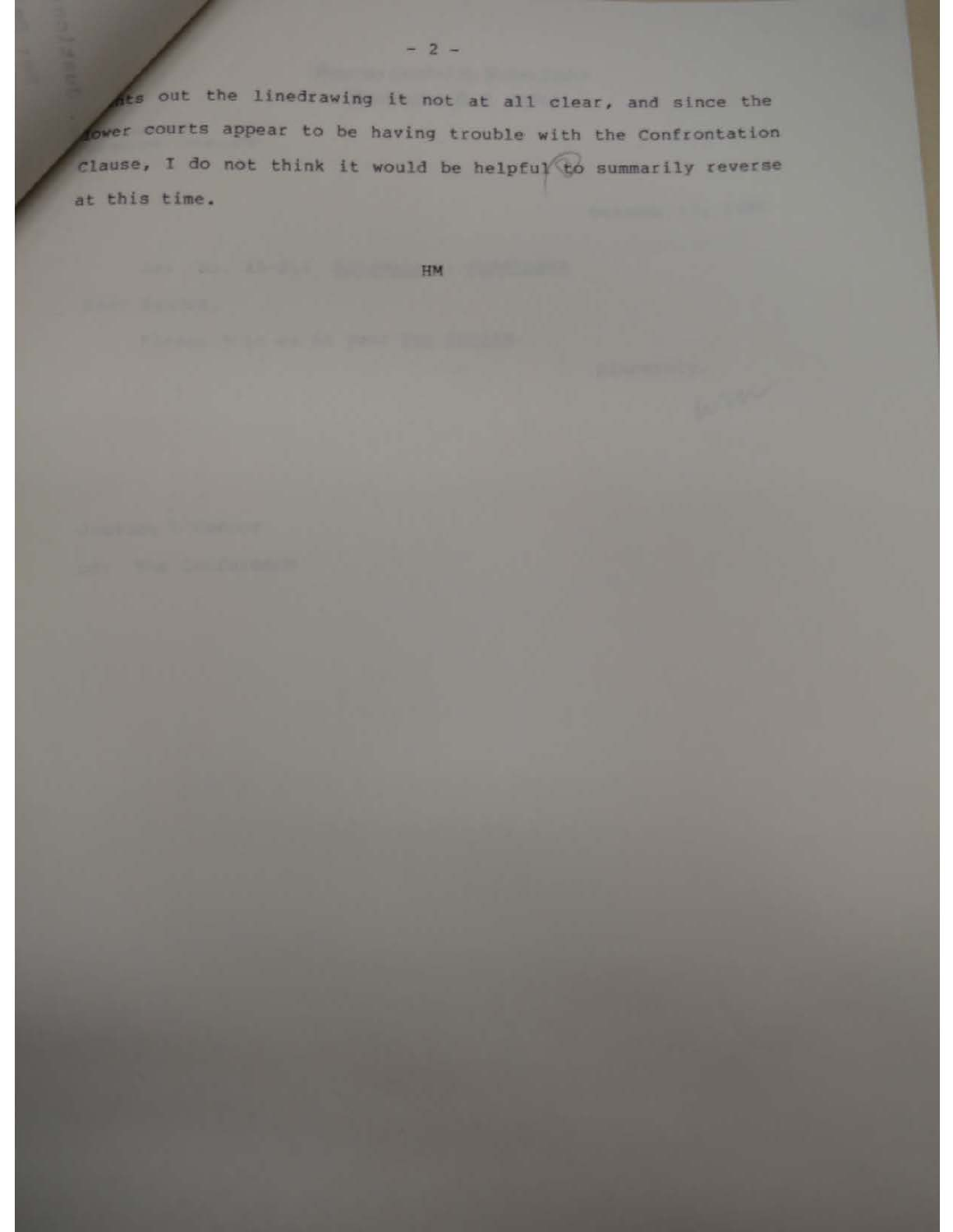nts out the linedrawing it not at all clear, and since the lower courts appear to be having trouble with the Confrontation Clause, I do not think it would be helpful to summarily reverse at this time.

HM